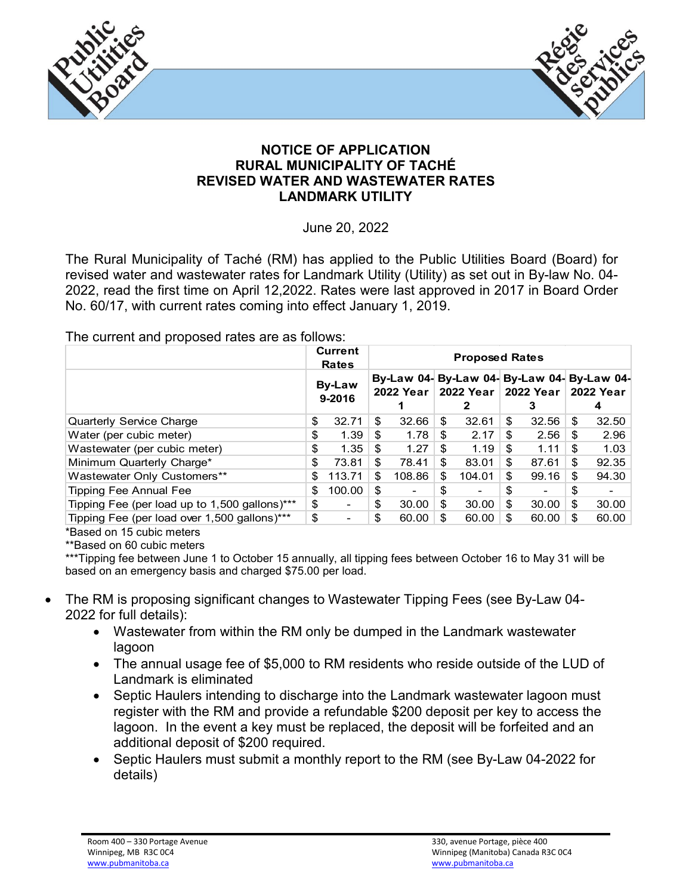# NOTICE OF APPLICATION
# RURAL MUNICIPALITY OF TACHÉ
# REVISED WATER AND WASTEWATER RATES
# LANDMARK UTILITY

June 20, 2022

The Rural Municipality of Taché (RM) has applied to the Public Utilities Board (Board) for revised water and wastewater rates for Landmark Utility (Utility) as set out in By-law No. 04-2022, read the first time on April 12,2022. Rates were last approved in 2017 in Board Order No. 60/17, with current rates coming into effect January 1, 2019.

The current and proposed rates are as follows:

| | Current Rates | Proposed Rates | | | |
|---|---|---|---|---|---|
| | By-Law 9-2016 | By-Law 04-2022 Year 1 | By-Law 04-2022 Year 2 | By-Law 04-2022 Year 3 | By-Law 04-2022 Year 4 |
| Quarterly Service Charge | $ 32.71 | $ 32.66 | $ 32.61 | $ 32.56 | $ 32.50 |
| Water (per cubic meter) | $ 1.39 | $ 1.78 | $ 2.17 | $ 2.56 | $ 2.96 |
| Wastewater (per cubic meter) | $ 1.35 | $ 1.27 | $ 1.19 | $ 1.11 | $ 1.03 |
| Minimum Quarterly Charge* | $ 73.81 | $ 78.41 | $ 83.01 | $ 87.61 | $ 92.35 |
| Wastewater Only Customers** | $ 113.71 | $ 108.86 | $ 104.01 | $ 99.16 | $ 94.30 |
| Tipping Fee Annual Fee | $ 100.00 | $ - | $ - | $ - | $ - |
| Tipping Fee (per load up to 1,500 gallons)*** | $ - | $ 30.00 | $ 30.00 | $ 30.00 | $ 30.00 |
| Tipping Fee (per load over 1,500 gallons)*** | $ - | $ 60.00 | $ 60.00 | $ 60.00 | $ 60.00 |

*Based on 15 cubic meters

**Based on 60 cubic meters

***Tipping fee between June 1 to October 15 annually, all tipping fees between October 16 to May 31 will be based on an emergency basis and charged $75.00 per load.

- The RM is proposing significant changes to Wastewater Tipping Fees (see By-Law 04-2022 for full details):
    - Wastewater from within the RM only be dumped in the Landmark wastewater lagoon
    - The annual usage fee of $5,000 to RM residents who reside outside of the LUD of Landmark is eliminated
    - Septic Haulers intending to discharge into the Landmark wastewater lagoon must register with the RM and provide a refundable $200 deposit per key to access the lagoon. In the event a key must be replaced, the deposit will be forfeited and an additional deposit of $200 required.
    - Septic Haulers must submit a monthly report to the RM (see By-Law 04-2022 for details)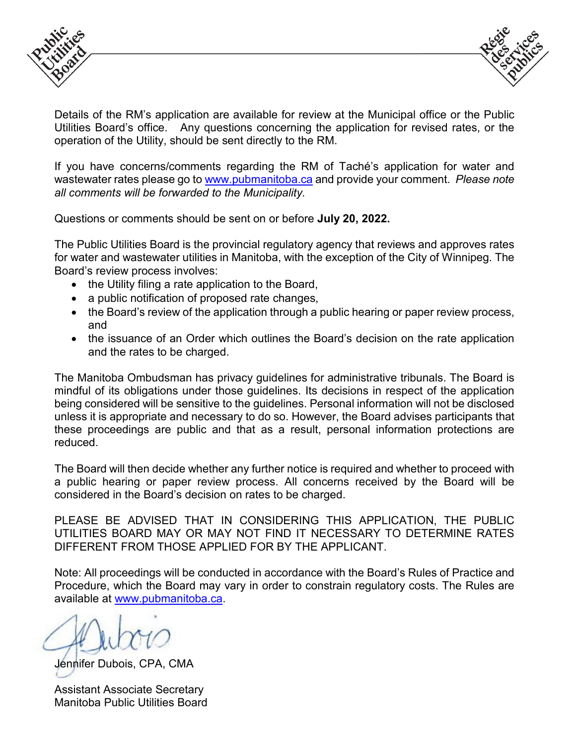Details of the RM's application are available for review at the Municipal office or the Public Utilities Board's office. Any questions concerning the application for revised rates, or the operation of the Utility, should be sent directly to the RM.

If you have concerns/comments regarding the RM of Taché's application for water and wastewater rates please go to www.pubmanitoba.ca and provide your comment. *Please note all comments will be forwarded to the Municipality.*

Questions or comments should be sent on or before **July 20, 2022.**

The Public Utilities Board is the provincial regulatory agency that reviews and approves rates for water and wastewater utilities in Manitoba, with the exception of the City of Winnipeg. The Board's review process involves:

- the Utility filing a rate application to the Board,
- a public notification of proposed rate changes,
- the Board's review of the application through a public hearing or paper review process, and
- the issuance of an Order which outlines the Board's decision on the rate application and the rates to be charged.

The Manitoba Ombudsman has privacy guidelines for administrative tribunals. The Board is mindful of its obligations under those guidelines. Its decisions in respect of the application being considered will be sensitive to the guidelines. Personal information will not be disclosed unless it is appropriate and necessary to do so. However, the Board advises participants that these proceedings are public and that as a result, personal information protections are reduced.

The Board will then decide whether any further notice is required and whether to proceed with a public hearing or paper review process. All concerns received by the Board will be considered in the Board's decision on rates to be charged.

PLEASE BE ADVISED THAT IN CONSIDERING THIS APPLICATION, THE PUBLIC UTILITIES BOARD MAY OR MAY NOT FIND IT NECESSARY TO DETERMINE RATES DIFFERENT FROM THOSE APPLIED FOR BY THE APPLICANT.

Note: All proceedings will be conducted in accordance with the Board's Rules of Practice and Procedure, which the Board may vary in order to constrain regulatory costs. The Rules are available at www.pubmanitoba.ca.

Jennifer Dubois, CPA, CMA

Assistant Associate Secretary
Manitoba Public Utilities Board